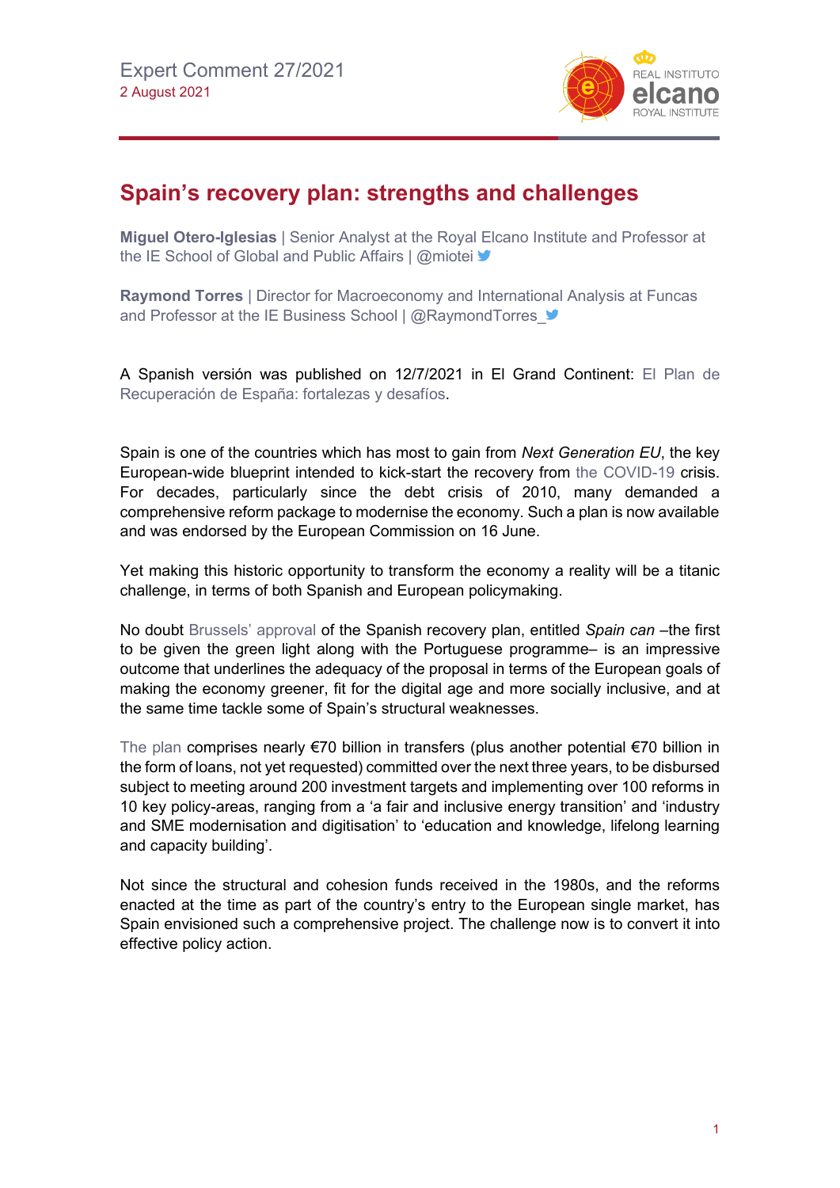Expert Comment 27/2021
2 August 2021

# Spain's recovery plan: strengths and challenges

**Miguel Otero-Iglesias** | Senior Analyst at the Royal Elcano Institute and Professor at the IE School of Global and Public Affairs | @miotei

**Raymond Torres** | Director for Macroeconomy and International Analysis at Funcas and Professor at the IE Business School | @RaymondTorres_

A Spanish versión was published on 12/7/2021 in El Grand Continent: El Plan de Recuperación de España: fortalezas y desafíos.

Spain is one of the countries which has most to gain from *Next Generation EU*, the key European-wide blueprint intended to kick-start the recovery from the COVID-19 crisis. For decades, particularly since the debt crisis of 2010, many demanded a comprehensive reform package to modernise the economy. Such a plan is now available and was endorsed by the European Commission on 16 June.

Yet making this historic opportunity to transform the economy a reality will be a titanic challenge, in terms of both Spanish and European policymaking.

No doubt Brussels' approval of the Spanish recovery plan, entitled *Spain can* –the first to be given the green light along with the Portuguese programme– is an impressive outcome that underlines the adequacy of the proposal in terms of the European goals of making the economy greener, fit for the digital age and more socially inclusive, and at the same time tackle some of Spain's structural weaknesses.

The plan comprises nearly €70 billion in transfers (plus another potential €70 billion in the form of loans, not yet requested) committed over the next three years, to be disbursed subject to meeting around 200 investment targets and implementing over 100 reforms in 10 key policy-areas, ranging from a 'a fair and inclusive energy transition' and 'industry and SME modernisation and digitisation' to 'education and knowledge, lifelong learning and capacity building'.

Not since the structural and cohesion funds received in the 1980s, and the reforms enacted at the time as part of the country's entry to the European single market, has Spain envisioned such a comprehensive project. The challenge now is to convert it into effective policy action.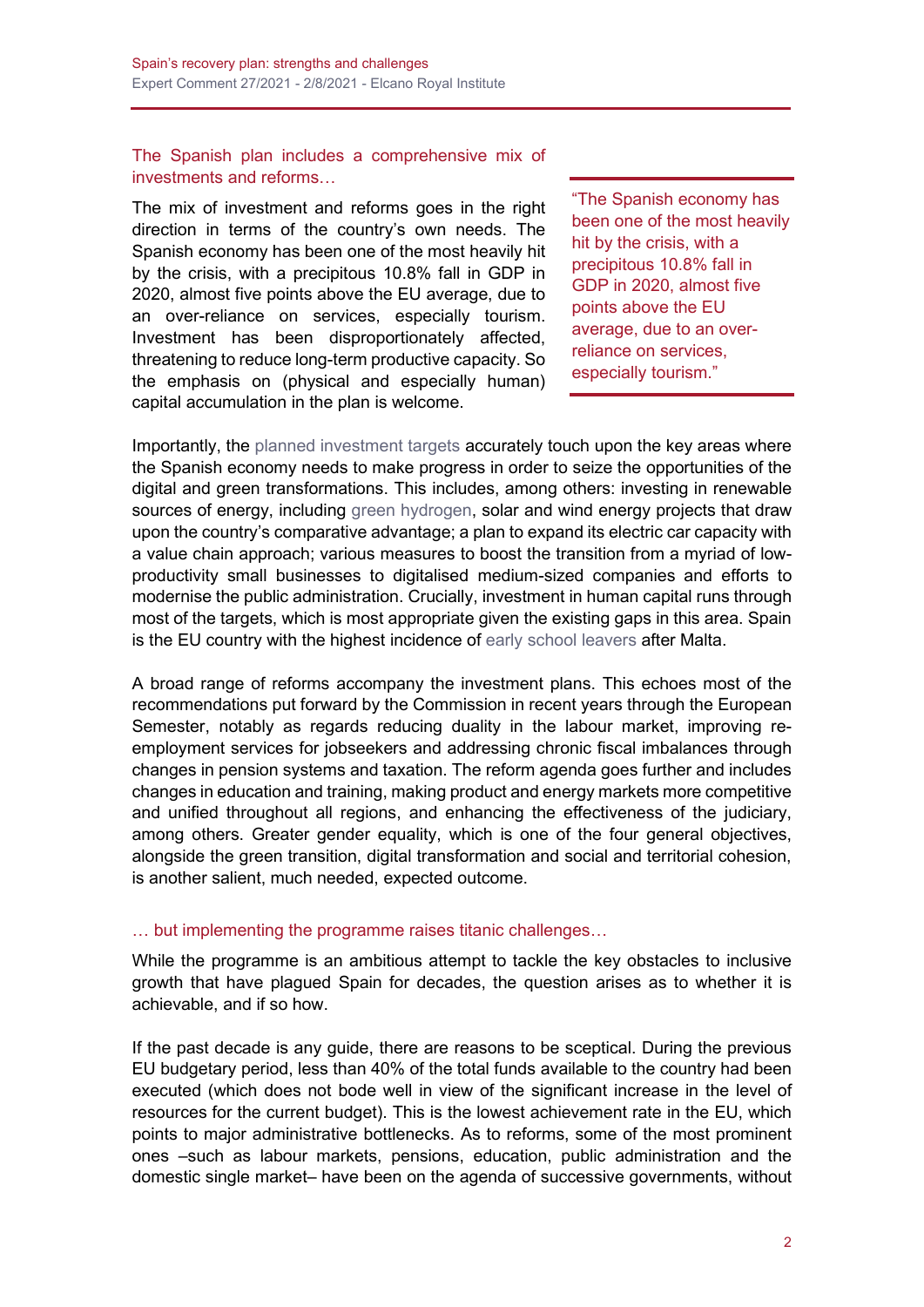### The Spanish plan includes a comprehensive mix of investments and reforms…

The mix of investment and reforms goes in the right direction in terms of the country's own needs. The Spanish economy has been one of the most heavily hit by the crisis, with a precipitous 10.8% fall in GDP in 2020, almost five points above the EU average, due to an over-reliance on services, especially tourism. Investment has been disproportionately affected, threatening to reduce long-term productive capacity. So the emphasis on (physical and especially human) capital accumulation in the plan is welcome.

> "The Spanish economy has been one of the most heavily hit by the crisis, with a precipitous 10.8% fall in GDP in 2020, almost five points above the EU average, due to an over-reliance on services, especially tourism."

Importantly, the planned investment targets accurately touch upon the key areas where the Spanish economy needs to make progress in order to seize the opportunities of the digital and green transformations. This includes, among others: investing in renewable sources of energy, including green hydrogen, solar and wind energy projects that draw upon the country's comparative advantage; a plan to expand its electric car capacity with a value chain approach; various measures to boost the transition from a myriad of low-productivity small businesses to digitalised medium-sized companies and efforts to modernise the public administration. Crucially, investment in human capital runs through most of the targets, which is most appropriate given the existing gaps in this area. Spain is the EU country with the highest incidence of early school leavers after Malta.

A broad range of reforms accompany the investment plans. This echoes most of the recommendations put forward by the Commission in recent years through the European Semester, notably as regards reducing duality in the labour market, improving re-employment services for jobseekers and addressing chronic fiscal imbalances through changes in pension systems and taxation. The reform agenda goes further and includes changes in education and training, making product and energy markets more competitive and unified throughout all regions, and enhancing the effectiveness of the judiciary, among others. Greater gender equality, which is one of the four general objectives, alongside the green transition, digital transformation and social and territorial cohesion, is another salient, much needed, expected outcome.

### … but implementing the programme raises titanic challenges…

While the programme is an ambitious attempt to tackle the key obstacles to inclusive growth that have plagued Spain for decades, the question arises as to whether it is achievable, and if so how.

If the past decade is any guide, there are reasons to be sceptical. During the previous EU budgetary period, less than 40% of the total funds available to the country had been executed (which does not bode well in view of the significant increase in the level of resources for the current budget). This is the lowest achievement rate in the EU, which points to major administrative bottlenecks. As to reforms, some of the most prominent ones –such as labour markets, pensions, education, public administration and the domestic single market– have been on the agenda of successive governments, without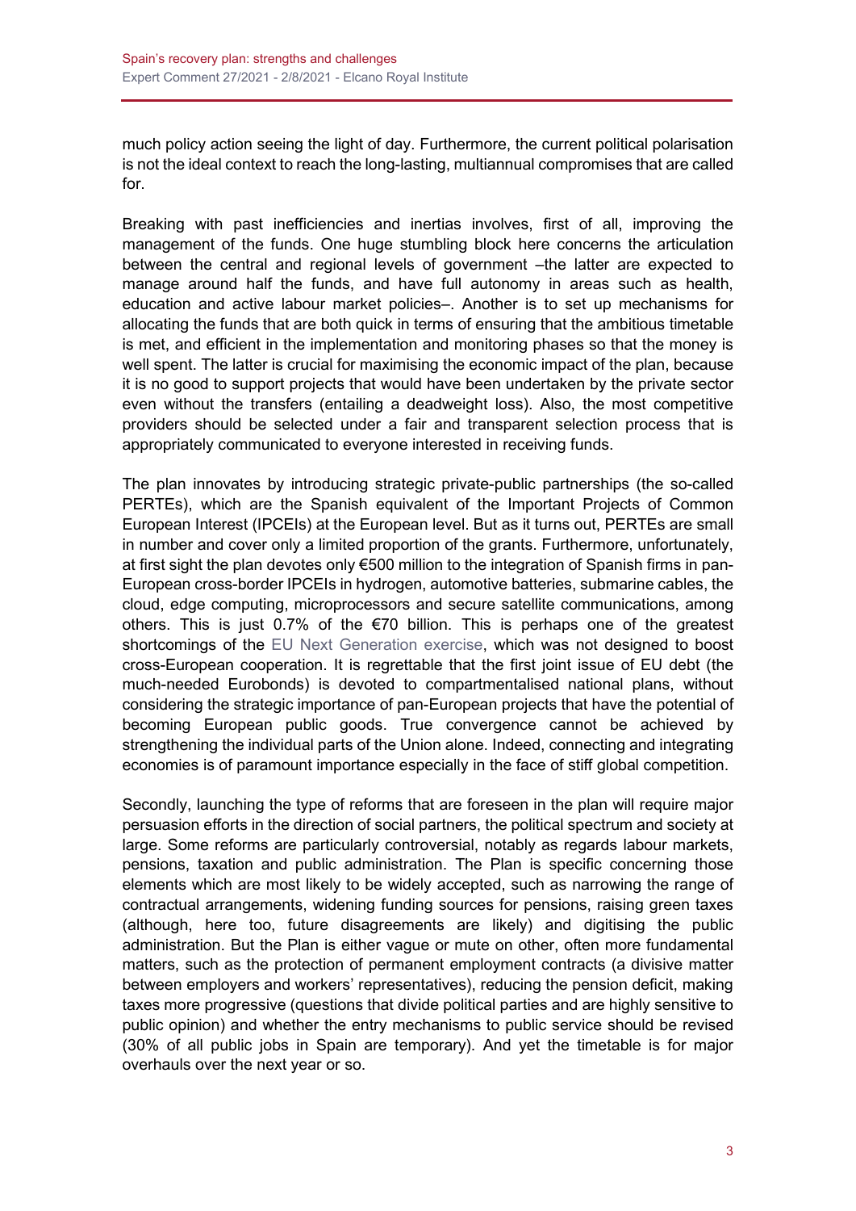much policy action seeing the light of day. Furthermore, the current political polarisation is not the ideal context to reach the long-lasting, multiannual compromises that are called for.

Breaking with past inefficiencies and inertias involves, first of all, improving the management of the funds. One huge stumbling block here concerns the articulation between the central and regional levels of government –the latter are expected to manage around half the funds, and have full autonomy in areas such as health, education and active labour market policies–. Another is to set up mechanisms for allocating the funds that are both quick in terms of ensuring that the ambitious timetable is met, and efficient in the implementation and monitoring phases so that the money is well spent. The latter is crucial for maximising the economic impact of the plan, because it is no good to support projects that would have been undertaken by the private sector even without the transfers (entailing a deadweight loss). Also, the most competitive providers should be selected under a fair and transparent selection process that is appropriately communicated to everyone interested in receiving funds.

The plan innovates by introducing strategic private-public partnerships (the so-called PERTEs), which are the Spanish equivalent of the Important Projects of Common European Interest (IPCEIs) at the European level. But as it turns out, PERTEs are small in number and cover only a limited proportion of the grants. Furthermore, unfortunately, at first sight the plan devotes only €500 million to the integration of Spanish firms in pan-European cross-border IPCEIs in hydrogen, automotive batteries, submarine cables, the cloud, edge computing, microprocessors and secure satellite communications, among others. This is just 0.7% of the €70 billion. This is perhaps one of the greatest shortcomings of the EU Next Generation exercise, which was not designed to boost cross-European cooperation. It is regrettable that the first joint issue of EU debt (the much-needed Eurobonds) is devoted to compartmentalised national plans, without considering the strategic importance of pan-European projects that have the potential of becoming European public goods. True convergence cannot be achieved by strengthening the individual parts of the Union alone. Indeed, connecting and integrating economies is of paramount importance especially in the face of stiff global competition.

Secondly, launching the type of reforms that are foreseen in the plan will require major persuasion efforts in the direction of social partners, the political spectrum and society at large. Some reforms are particularly controversial, notably as regards labour markets, pensions, taxation and public administration. The Plan is specific concerning those elements which are most likely to be widely accepted, such as narrowing the range of contractual arrangements, widening funding sources for pensions, raising green taxes (although, here too, future disagreements are likely) and digitising the public administration. But the Plan is either vague or mute on other, often more fundamental matters, such as the protection of permanent employment contracts (a divisive matter between employers and workers' representatives), reducing the pension deficit, making taxes more progressive (questions that divide political parties and are highly sensitive to public opinion) and whether the entry mechanisms to public service should be revised (30% of all public jobs in Spain are temporary). And yet the timetable is for major overhauls over the next year or so.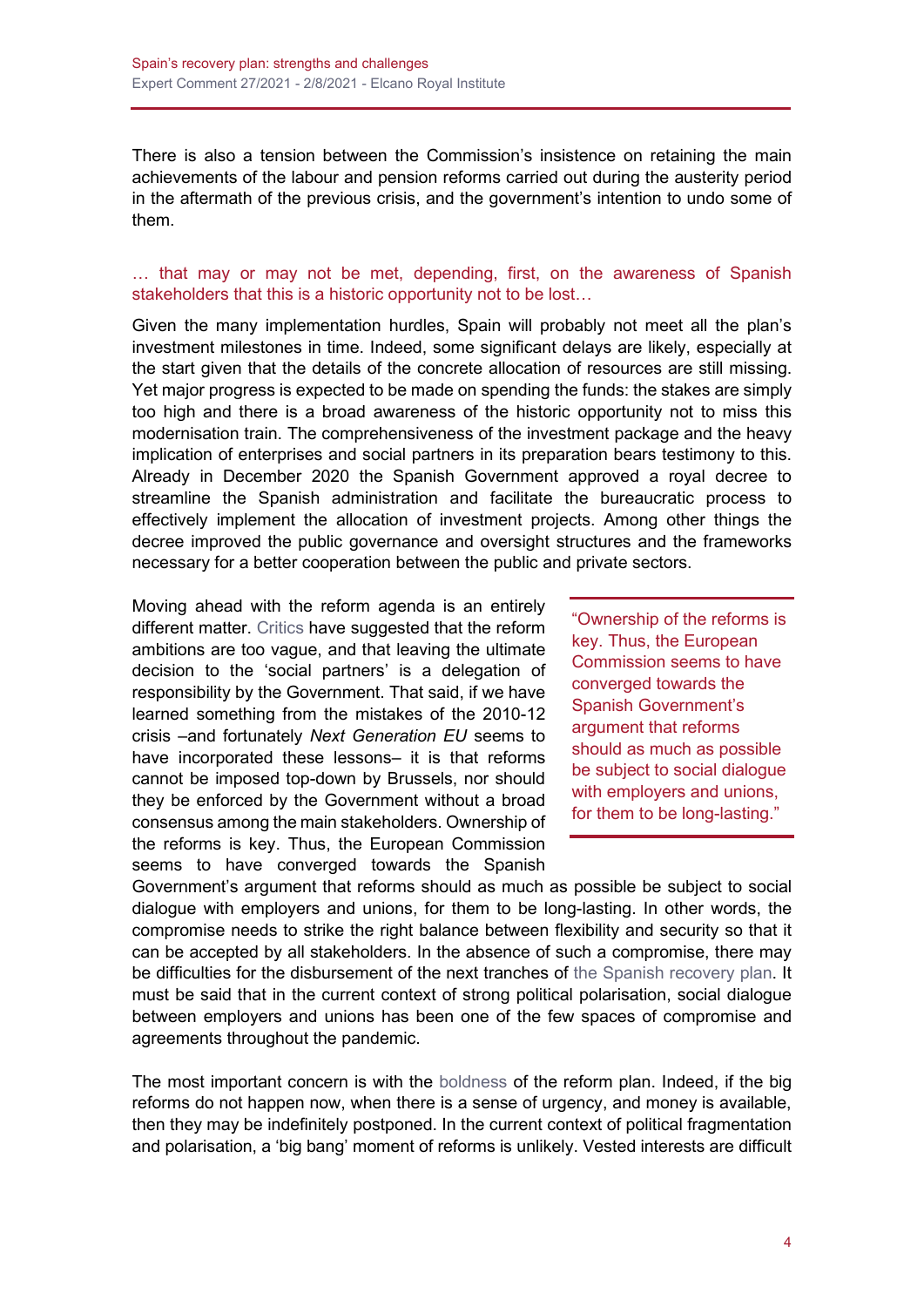There is also a tension between the Commission's insistence on retaining the main achievements of the labour and pension reforms carried out during the austerity period in the aftermath of the previous crisis, and the government's intention to undo some of them.

### … that may or may not be met, depending, first, on the awareness of Spanish stakeholders that this is a historic opportunity not to be lost…

Given the many implementation hurdles, Spain will probably not meet all the plan's investment milestones in time. Indeed, some significant delays are likely, especially at the start given that the details of the concrete allocation of resources are still missing. Yet major progress is expected to be made on spending the funds: the stakes are simply too high and there is a broad awareness of the historic opportunity not to miss this modernisation train. The comprehensiveness of the investment package and the heavy implication of enterprises and social partners in its preparation bears testimony to this. Already in December 2020 the Spanish Government approved a royal decree to streamline the Spanish administration and facilitate the bureaucratic process to effectively implement the allocation of investment projects. Among other things the decree improved the public governance and oversight structures and the frameworks necessary for a better cooperation between the public and private sectors.

Moving ahead with the reform agenda is an entirely different matter. Critics have suggested that the reform ambitions are too vague, and that leaving the ultimate decision to the 'social partners' is a delegation of responsibility by the Government. That said, if we have learned something from the mistakes of the 2010-12 crisis –and fortunately *Next Generation EU* seems to have incorporated these lessons– it is that reforms cannot be imposed top-down by Brussels, nor should they be enforced by the Government without a broad consensus among the main stakeholders. Ownership of the reforms is key. Thus, the European Commission seems to have converged towards the Spanish Government's argument that reforms should as much as possible be subject to social dialogue with employers and unions, for them to be long-lasting. In other words, the compromise needs to strike the right balance between flexibility and security so that it can be accepted by all stakeholders. In the absence of such a compromise, there may be difficulties for the disbursement of the next tranches of the Spanish recovery plan. It must be said that in the current context of strong political polarisation, social dialogue between employers and unions has been one of the few spaces of compromise and agreements throughout the pandemic.

> "Ownership of the reforms is key. Thus, the European Commission seems to have converged towards the Spanish Government's argument that reforms should as much as possible be subject to social dialogue with employers and unions, for them to be long-lasting."

The most important concern is with the boldness of the reform plan. Indeed, if the big reforms do not happen now, when there is a sense of urgency, and money is available, then they may be indefinitely postponed. In the current context of political fragmentation and polarisation, a 'big bang' moment of reforms is unlikely. Vested interests are difficult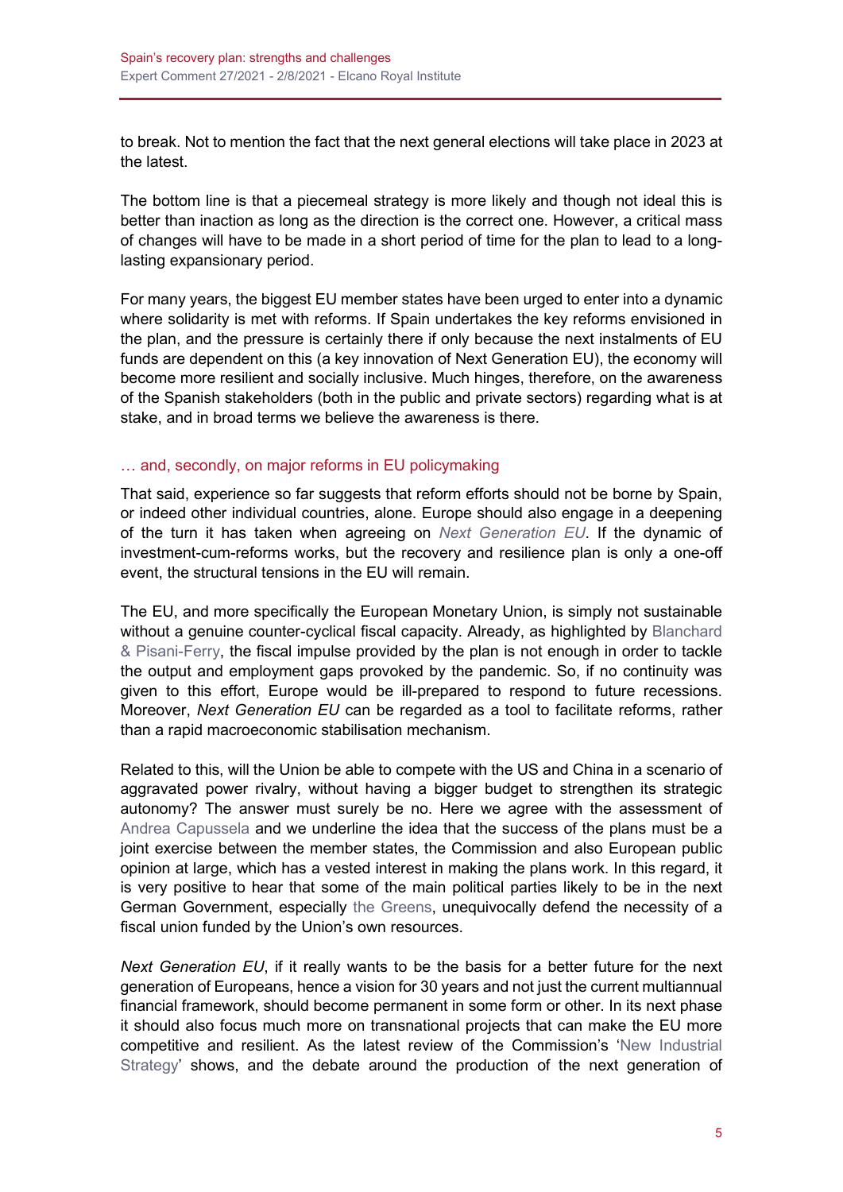to break. Not to mention the fact that the next general elections will take place in 2023 at the latest.

The bottom line is that a piecemeal strategy is more likely and though not ideal this is better than inaction as long as the direction is the correct one. However, a critical mass of changes will have to be made in a short period of time for the plan to lead to a long-lasting expansionary period.

For many years, the biggest EU member states have been urged to enter into a dynamic where solidarity is met with reforms. If Spain undertakes the key reforms envisioned in the plan, and the pressure is certainly there if only because the next instalments of EU funds are dependent on this (a key innovation of Next Generation EU), the economy will become more resilient and socially inclusive. Much hinges, therefore, on the awareness of the Spanish stakeholders (both in the public and private sectors) regarding what is at stake, and in broad terms we believe the awareness is there.

## … and, secondly, on major reforms in EU policymaking

That said, experience so far suggests that reform efforts should not be borne by Spain, or indeed other individual countries, alone. Europe should also engage in a deepening of the turn it has taken when agreeing on *Next Generation EU*. If the dynamic of investment-cum-reforms works, but the recovery and resilience plan is only a one-off event, the structural tensions in the EU will remain.

The EU, and more specifically the European Monetary Union, is simply not sustainable without a genuine counter-cyclical fiscal capacity. Already, as highlighted by Blanchard & Pisani-Ferry, the fiscal impulse provided by the plan is not enough in order to tackle the output and employment gaps provoked by the pandemic. So, if no continuity was given to this effort, Europe would be ill-prepared to respond to future recessions. Moreover, *Next Generation EU* can be regarded as a tool to facilitate reforms, rather than a rapid macroeconomic stabilisation mechanism.

Related to this, will the Union be able to compete with the US and China in a scenario of aggravated power rivalry, without having a bigger budget to strengthen its strategic autonomy? The answer must surely be no. Here we agree with the assessment of Andrea Capussela and we underline the idea that the success of the plans must be a joint exercise between the member states, the Commission and also European public opinion at large, which has a vested interest in making the plans work. In this regard, it is very positive to hear that some of the main political parties likely to be in the next German Government, especially the Greens, unequivocally defend the necessity of a fiscal union funded by the Union's own resources.

*Next Generation EU*, if it really wants to be the basis for a better future for the next generation of Europeans, hence a vision for 30 years and not just the current multiannual financial framework, should become permanent in some form or other. In its next phase it should also focus much more on transnational projects that can make the EU more competitive and resilient. As the latest review of the Commission's 'New Industrial Strategy' shows, and the debate around the production of the next generation of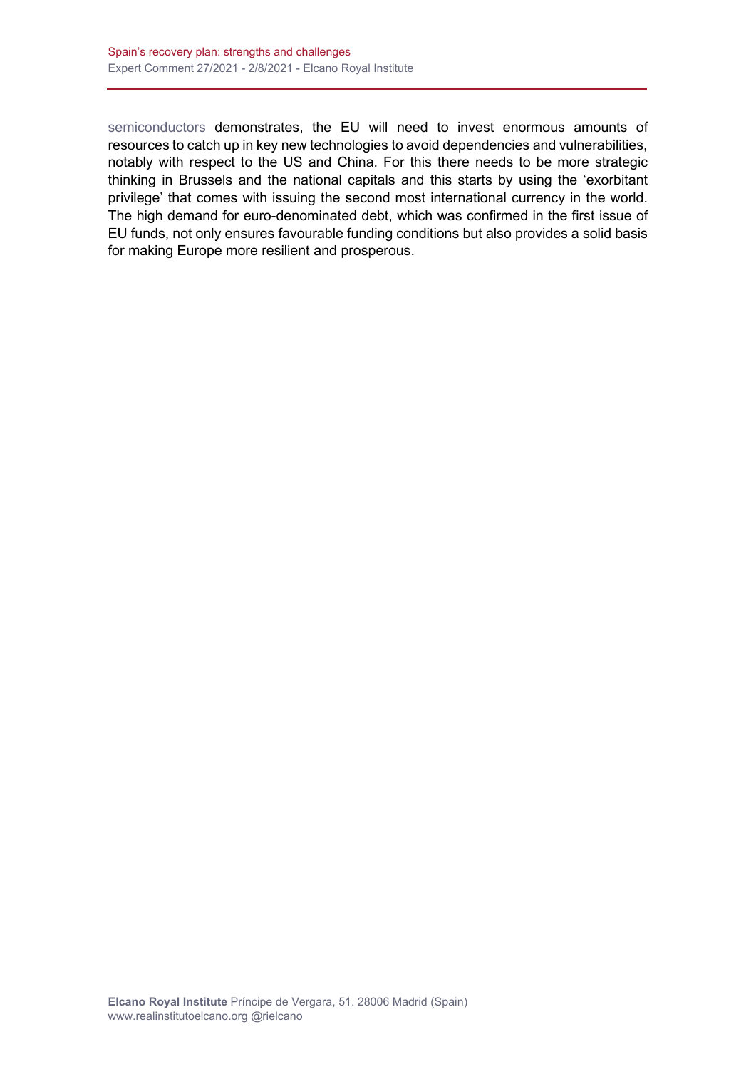semiconductors demonstrates, the EU will need to invest enormous amounts of resources to catch up in key new technologies to avoid dependencies and vulnerabilities, notably with respect to the US and China. For this there needs to be more strategic thinking in Brussels and the national capitals and this starts by using the 'exorbitant privilege' that comes with issuing the second most international currency in the world. The high demand for euro-denominated debt, which was confirmed in the first issue of EU funds, not only ensures favourable funding conditions but also provides a solid basis for making Europe more resilient and prosperous.